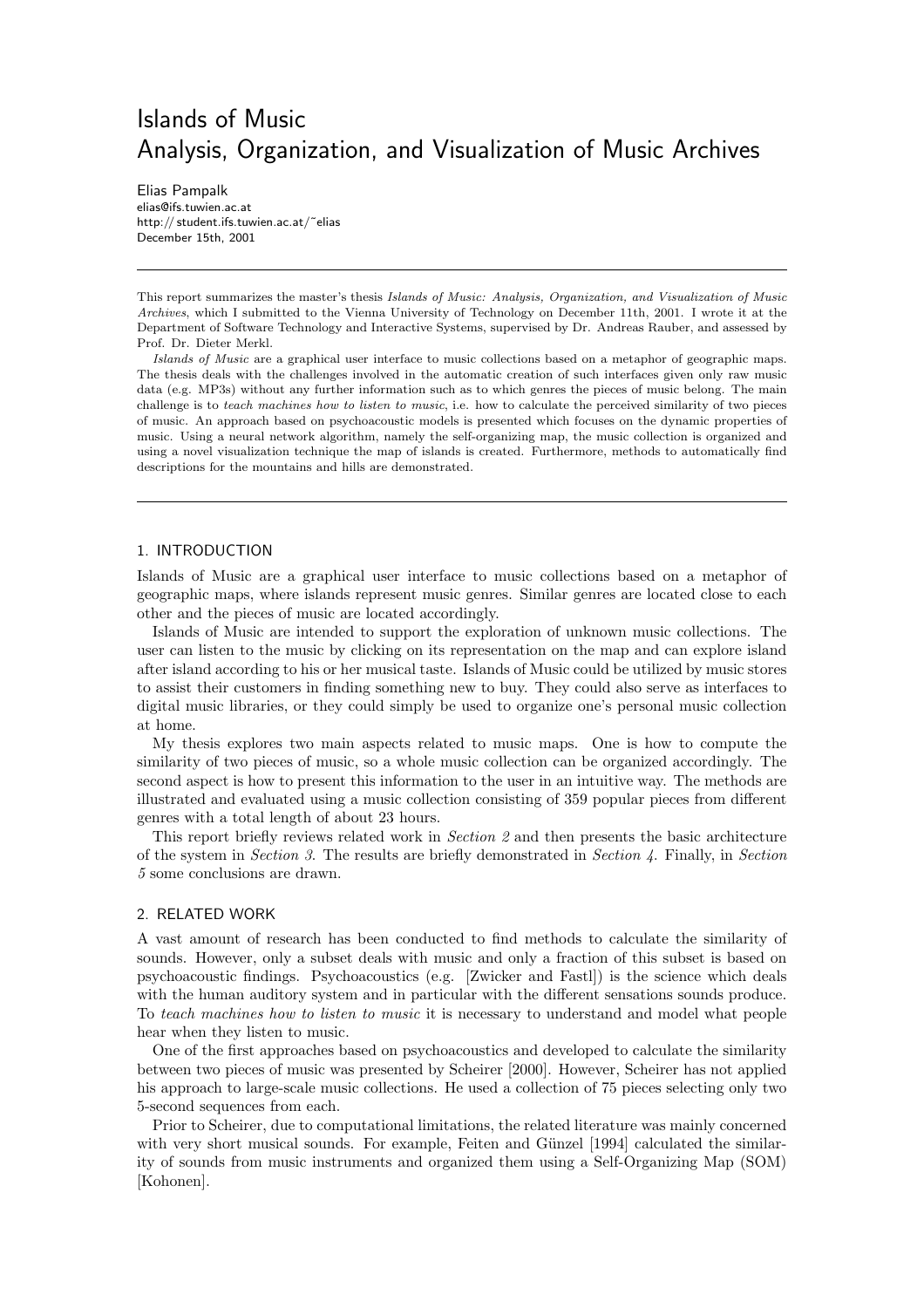# Islands of Music
# Analysis, Organization, and Visualization of Music Archives

Elias Pampalk
elias@ifs.tuwien.ac.at
http://student.ifs.tuwien.ac.at/~elias
December 15th, 2001

---

This report summarizes the master's thesis *Islands of Music: Analysis, Organization, and Visualization of Music Archives*, which I submitted to the Vienna University of Technology on December 11th, 2001. I wrote it at the Department of Software Technology and Interactive Systems, supervised by Dr. Andreas Rauber, and assessed by Prof. Dr. Dieter Merkl.

*Islands of Music* are a graphical user interface to music collections based on a metaphor of geographic maps. The thesis deals with the challenges involved in the automatic creation of such interfaces given only raw music data (e.g. MP3s) without any further information such as to which genres the pieces of music belong. The main challenge is to *teach machines how to listen to music*, i.e. how to calculate the perceived similarity of two pieces of music. An approach based on psychoacoustic models is presented which focuses on the dynamic properties of music. Using a neural network algorithm, namely the self-organizing map, the music collection is organized and using a novel visualization technique the map of islands is created. Furthermore, methods to automatically find descriptions for the mountains and hills are demonstrated.

---

## 1. INTRODUCTION

Islands of Music are a graphical user interface to music collections based on a metaphor of geographic maps, where islands represent music genres. Similar genres are located close to each other and the pieces of music are located accordingly.

Islands of Music are intended to support the exploration of unknown music collections. The user can listen to the music by clicking on its representation on the map and can explore island after island according to his or her musical taste. Islands of Music could be utilized by music stores to assist their customers in finding something new to buy. They could also serve as interfaces to digital music libraries, or they could simply be used to organize one's personal music collection at home.

My thesis explores two main aspects related to music maps. One is how to compute the similarity of two pieces of music, so a whole music collection can be organized accordingly. The second aspect is how to present this information to the user in an intuitive way. The methods are illustrated and evaluated using a music collection consisting of 359 popular pieces from different genres with a total length of about 23 hours.

This report briefly reviews related work in *Section 2* and then presents the basic architecture of the system in *Section 3*. The results are briefly demonstrated in *Section 4*. Finally, in *Section 5* some conclusions are drawn.

## 2. RELATED WORK

A vast amount of research has been conducted to find methods to calculate the similarity of sounds. However, only a subset deals with music and only a fraction of this subset is based on psychoacoustic findings. Psychoacoustics (e.g. [Zwicker and Fastl]) is the science which deals with the human auditory system and in particular with the different sensations sounds produce. To *teach machines how to listen to music* it is necessary to understand and model what people hear when they listen to music.

One of the first approaches based on psychoacoustics and developed to calculate the similarity between two pieces of music was presented by Scheirer [2000]. However, Scheirer has not applied his approach to large-scale music collections. He used a collection of 75 pieces selecting only two 5-second sequences from each.

Prior to Scheirer, due to computational limitations, the related literature was mainly concerned with very short musical sounds. For example, Feiten and Günzel [1994] calculated the similarity of sounds from music instruments and organized them using a Self-Organizing Map (SOM) [Kohonen].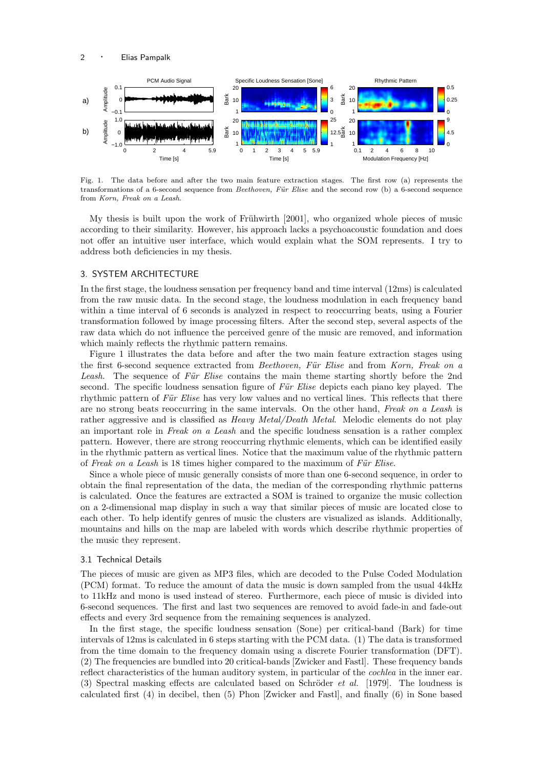PCM Audio Signal

Specific Loudness Sensation [Sone]

Rhythmic Pattern

a)

Amplitude 0.1 0 −0.1

Bark 20 10 1

6 3 0

Bark 20 10 1

0.5 0.25 0

b)

Amplitude 1.0 0 −1.0

Bark 20 10 1

25 12.5 1

Bark 20 10 1

9 4.5 0

0 2 4 5.9

Time [s]

0 1 2 3 4 5 5.9

Time [s]

0.1 2 4 6 8 10

Modulation Frequency [Hz]

Fig. 1. The data before and after the two main feature extraction stages. The first row (a) represents the transformations of a 6-second sequence from *Beethoven, Für Elise* and the second row (b) a 6-second sequence from *Korn, Freak on a Leash*.

My thesis is built upon the work of Frühwirth [2001], who organized whole pieces of music according to their similarity. However, his approach lacks a psychoacoustic foundation and does not offer an intuitive user interface, which would explain what the SOM represents. I try to address both deficiencies in my thesis.

## 3. SYSTEM ARCHITECTURE

In the first stage, the loudness sensation per frequency band and time interval (12ms) is calculated from the raw music data. In the second stage, the loudness modulation in each frequency band within a time interval of 6 seconds is analyzed in respect to reoccurring beats, using a Fourier transformation followed by image processing filters. After the second step, several aspects of the raw data which do not influence the perceived genre of the music are removed, and information which mainly reflects the rhythmic pattern remains.

Figure 1 illustrates the data before and after the two main feature extraction stages using the first 6-second sequence extracted from *Beethoven, Für Elise* and from *Korn, Freak on a Leash*. The sequence of *Für Elise* contains the main theme starting shortly before the 2nd second. The specific loudness sensation figure of *Für Elise* depicts each piano key played. The rhythmic pattern of *Für Elise* has very low values and no vertical lines. This reflects that there are no strong beats reoccurring in the same intervals. On the other hand, *Freak on a Leash* is rather aggressive and is classified as *Heavy Metal/Death Metal*. Melodic elements do not play an important role in *Freak on a Leash* and the specific loudness sensation is a rather complex pattern. However, there are strong reoccurring rhythmic elements, which can be identified easily in the rhythmic pattern as vertical lines. Notice that the maximum value of the rhythmic pattern of *Freak on a Leash* is 18 times higher compared to the maximum of *Für Elise*.

Since a whole piece of music generally consists of more than one 6-second sequence, in order to obtain the final representation of the data, the median of the corresponding rhythmic patterns is calculated. Once the features are extracted a SOM is trained to organize the music collection on a 2-dimensional map display in such a way that similar pieces of music are located close to each other. To help identify genres of music the clusters are visualized as islands. Additionally, mountains and hills on the map are labeled with words which describe rhythmic properties of the music they represent.

### 3.1 Technical Details

The pieces of music are given as MP3 files, which are decoded to the Pulse Coded Modulation (PCM) format. To reduce the amount of data the music is down sampled from the usual 44kHz to 11kHz and mono is used instead of stereo. Furthermore, each piece of music is divided into 6-second sequences. The first and last two sequences are removed to avoid fade-in and fade-out effects and every 3rd sequence from the remaining sequences is analyzed.

In the first stage, the specific loudness sensation (Sone) per critical-band (Bark) for time intervals of 12ms is calculated in 6 steps starting with the PCM data. (1) The data is transformed from the time domain to the frequency domain using a discrete Fourier transformation (DFT). (2) The frequencies are bundled into 20 critical-bands [Zwicker and Fastl]. These frequency bands reflect characteristics of the human auditory system, in particular of the *cochlea* in the inner ear. (3) Spectral masking effects are calculated based on Schröder *et al.* [1979]. The loudness is calculated first (4) in decibel, then (5) Phon [Zwicker and Fastl], and finally (6) in Sone based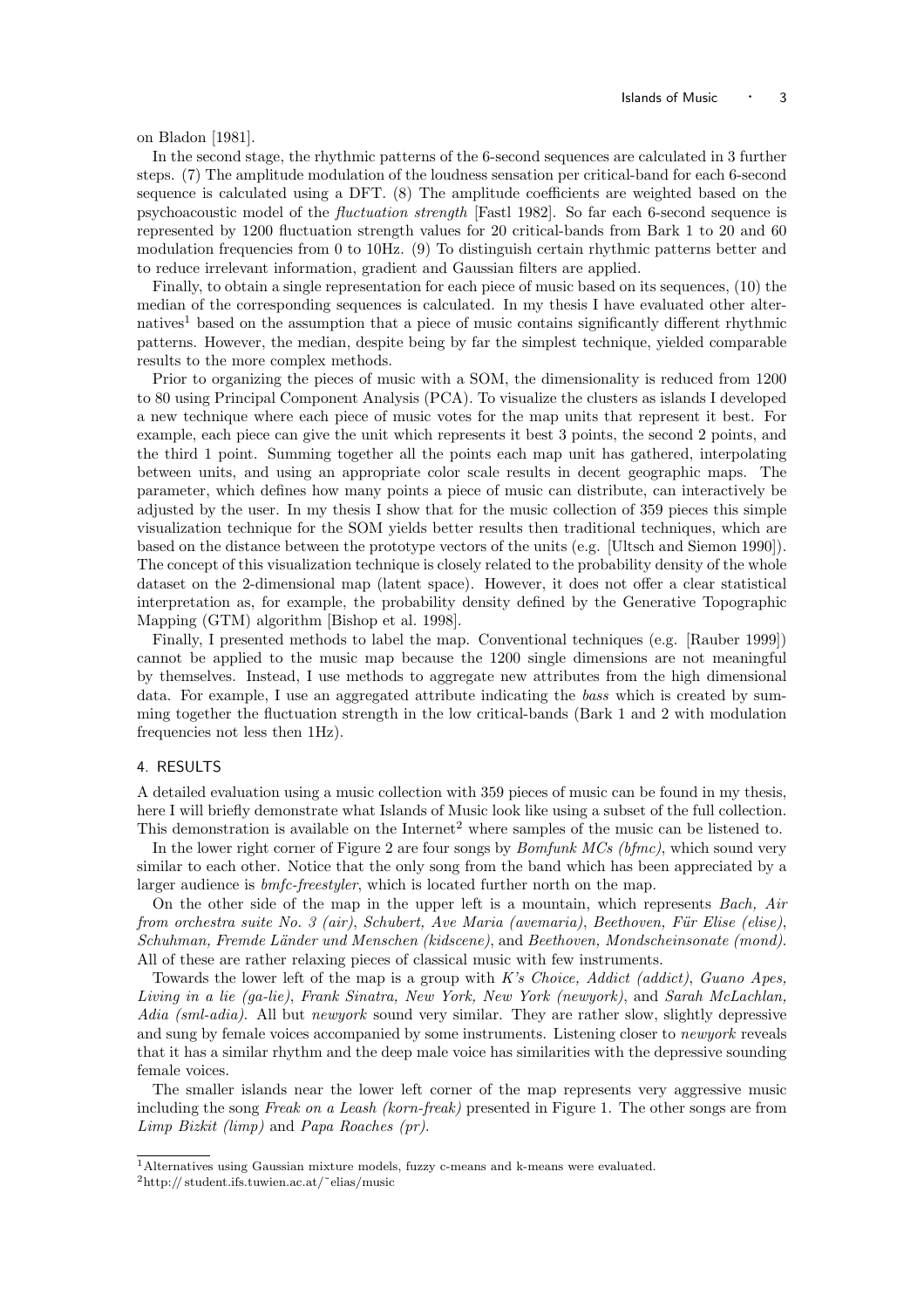on Bladon [1981].

In the second stage, the rhythmic patterns of the 6-second sequences are calculated in 3 further steps. (7) The amplitude modulation of the loudness sensation per critical-band for each 6-second sequence is calculated using a DFT. (8) The amplitude coefficients are weighted based on the psychoacoustic model of the *fluctuation strength* [Fastl 1982]. So far each 6-second sequence is represented by 1200 fluctuation strength values for 20 critical-bands from Bark 1 to 20 and 60 modulation frequencies from 0 to 10Hz. (9) To distinguish certain rhythmic patterns better and to reduce irrelevant information, gradient and Gaussian filters are applied.

Finally, to obtain a single representation for each piece of music based on its sequences, (10) the median of the corresponding sequences is calculated. In my thesis I have evaluated other alternatives[1] based on the assumption that a piece of music contains significantly different rhythmic patterns. However, the median, despite being by far the simplest technique, yielded comparable results to the more complex methods.

Prior to organizing the pieces of music with a SOM, the dimensionality is reduced from 1200 to 80 using Principal Component Analysis (PCA). To visualize the clusters as islands I developed a new technique where each piece of music votes for the map units that represent it best. For example, each piece can give the unit which represents it best 3 points, the second 2 points, and the third 1 point. Summing together all the points each map unit has gathered, interpolating between units, and using an appropriate color scale results in decent geographic maps. The parameter, which defines how many points a piece of music can distribute, can interactively be adjusted by the user. In my thesis I show that for the music collection of 359 pieces this simple visualization technique for the SOM yields better results then traditional techniques, which are based on the distance between the prototype vectors of the units (e.g. [Ultsch and Siemon 1990]). The concept of this visualization technique is closely related to the probability density of the whole dataset on the 2-dimensional map (latent space). However, it does not offer a clear statistical interpretation as, for example, the probability density defined by the Generative Topographic Mapping (GTM) algorithm [Bishop et al. 1998].

Finally, I presented methods to label the map. Conventional techniques (e.g. [Rauber 1999]) cannot be applied to the music map because the 1200 single dimensions are not meaningful by themselves. Instead, I use methods to aggregate new attributes from the high dimensional data. For example, I use an aggregated attribute indicating the *bass* which is created by summing together the fluctuation strength in the low critical-bands (Bark 1 and 2 with modulation frequencies not less then 1Hz).

## 4. RESULTS

A detailed evaluation using a music collection with 359 pieces of music can be found in my thesis, here I will briefly demonstrate what Islands of Music look like using a subset of the full collection. This demonstration is available on the Internet[2] where samples of the music can be listened to.

In the lower right corner of Figure 2 are four songs by *Bomfunk MCs (bfmc)*, which sound very similar to each other. Notice that the only song from the band which has been appreciated by a larger audience is *bmfc-freestyler*, which is located further north on the map.

On the other side of the map in the upper left is a mountain, which represents *Bach, Air from orchestra suite No. 3 (air)*, *Schubert, Ave Maria (avemaria)*, *Beethoven, Für Elise (elise)*, *Schuhman, Fremde Länder und Menschen (kidscene)*, and *Beethoven, Mondscheinsonate (mond)*. All of these are rather relaxing pieces of classical music with few instruments.

Towards the lower left of the map is a group with *K's Choice, Addict (addict)*, *Guano Apes, Living in a lie (ga-lie)*, *Frank Sinatra, New York, New York (newyork)*, and *Sarah McLachlan, Adia (sml-adia)*. All but *newyork* sound very similar. They are rather slow, slightly depressive and sung by female voices accompanied by some instruments. Listening closer to *newyork* reveals that it has a similar rhythm and the deep male voice has similarities with the depressive sounding female voices.

The smaller islands near the lower left corner of the map represents very aggressive music including the song *Freak on a Leash (korn-freak)* presented in Figure 1. The other songs are from *Limp Bizkit (limp)* and *Papa Roaches (pr)*.

[1] Alternatives using Gaussian mixture models, fuzzy c-means and k-means were evaluated.

[2] http://student.ifs.tuwien.ac.at/~elias/music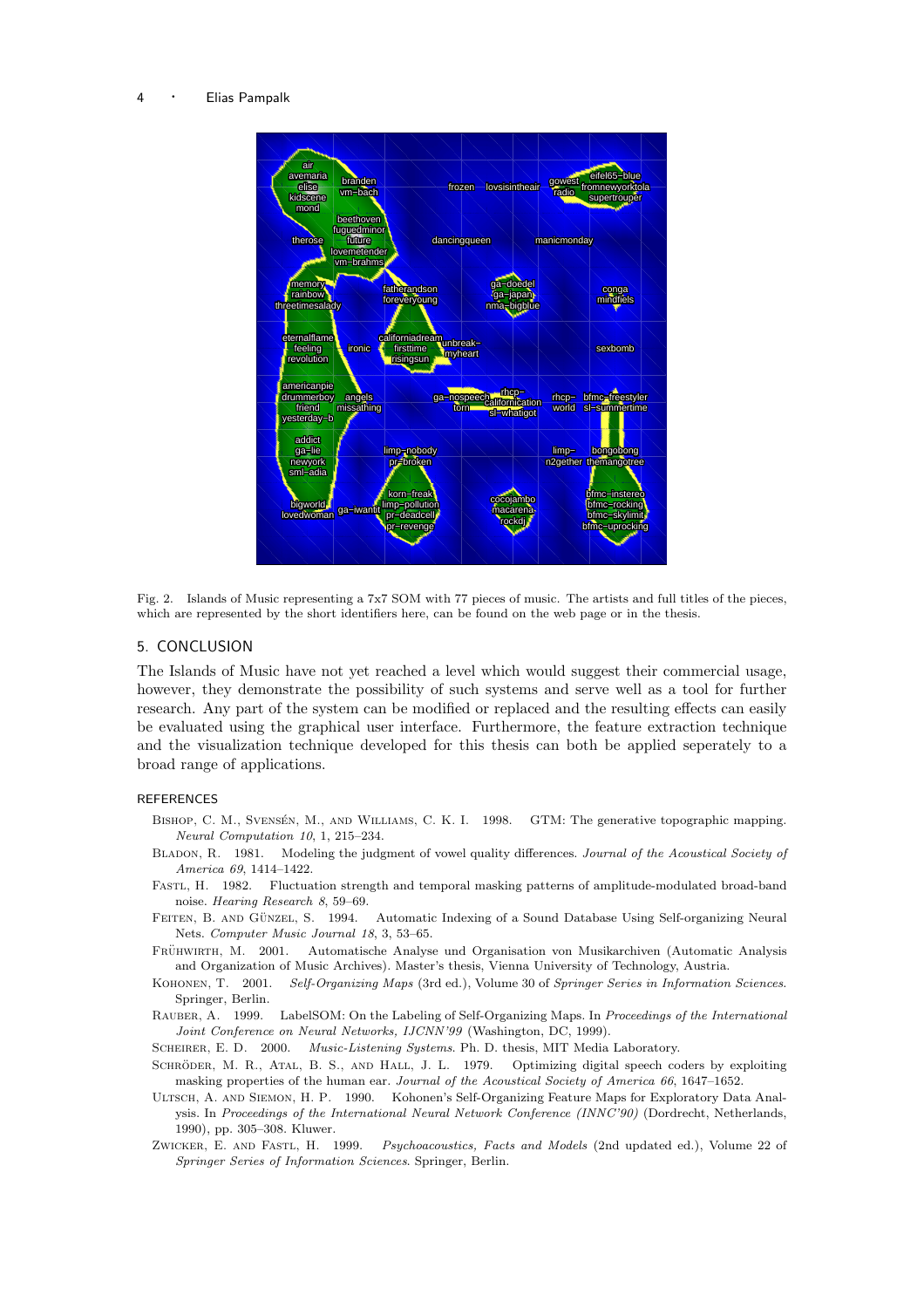air
avemaria
elise
kidscene
mond
branden
vm–bach
frozen
lovsisintheair
gowest
radio
eifel65–blue
fromnewyorktola
supertrouper
beethoven
fuguedminor
therose
future
lovemetender
vm–brahms
dancingqueen
manicmonday
memory
rainbow
threetimesalady
fatherandson
foreveryoung
ga–doedel
ga–japan
nma–bigblue
conga
mindfiels
eternalflame
feeling
revolution
ironic
californiadream
firsttime
risingsun
unbreak–
myheart
sexbomb
americanpie
drummerboy
friend
yesterday–b
angels
missathing
ga–nospeech
torn
rhcp–
californication
sl–whatigot
rhcp–
world
bfmc–freestyler
sl–summertime
addict
ga–lie
newyork
sml–adia
limp–nobody
pr–broken
limp–
n2gether
bongobong
themangotree
bigworld
lovedwoman
ga–iwantit
korn–freak
limp–pollution
pr–deadcell
pr–revenge
cocojambo
macarena
rockdj
bfmc–instereo
bfmc–rocking
bfmc–skylimit
bfmc–uprocking

Fig. 2. Islands of Music representing a 7x7 SOM with 77 pieces of music. The artists and full titles of the pieces, which are represented by the short identifiers here, can be found on the web page or in the thesis.

## 5. CONCLUSION

The Islands of Music have not yet reached a level which would suggest their commercial usage, however, they demonstrate the possibility of such systems and serve well as a tool for further research. Any part of the system can be modified or replaced and the resulting effects can easily be evaluated using the graphical user interface. Furthermore, the feature extraction technique and the visualization technique developed for this thesis can both be applied seperately to a broad range of applications.

## REFERENCES

Bishop, C. M., Svensén, M., and Williams, C. K. I. 1998. GTM: The generative topographic mapping. *Neural Computation 10*, 1, 215–234.

Bladon, R. 1981. Modeling the judgment of vowel quality differences. *Journal of the Acoustical Society of America 69*, 1414–1422.

Fastl, H. 1982. Fluctuation strength and temporal masking patterns of amplitude-modulated broad-band noise. *Hearing Research 8*, 59–69.

Feiten, B. and Günzel, S. 1994. Automatic Indexing of a Sound Database Using Self-organizing Neural Nets. *Computer Music Journal 18*, 3, 53–65.

Frühwirth, M. 2001. Automatische Analyse und Organisation von Musikarchiven (Automatic Analysis and Organization of Music Archives). Master's thesis, Vienna University of Technology, Austria.

Kohonen, T. 2001. *Self-Organizing Maps* (3rd ed.), Volume 30 of *Springer Series in Information Sciences*. Springer, Berlin.

Rauber, A. 1999. LabelSOM: On the Labeling of Self-Organizing Maps. In *Proceedings of the International Joint Conference on Neural Networks, IJCNN'99* (Washington, DC, 1999).

Scheirer, E. D. 2000. *Music-Listening Systems*. Ph. D. thesis, MIT Media Laboratory.

Schröder, M. R., Atal, B. S., and Hall, J. L. 1979. Optimizing digital speech coders by exploiting masking properties of the human ear. *Journal of the Acoustical Society of America 66*, 1647–1652.

Ultsch, A. and Siemon, H. P. 1990. Kohonen's Self-Organizing Feature Maps for Exploratory Data Analysis. In *Proceedings of the International Neural Network Conference (INNC'90)* (Dordrecht, Netherlands, 1990), pp. 305–308. Kluwer.

Zwicker, E. and Fastl, H. 1999. *Psychoacoustics, Facts and Models* (2nd updated ed.), Volume 22 of *Springer Series of Information Sciences*. Springer, Berlin.